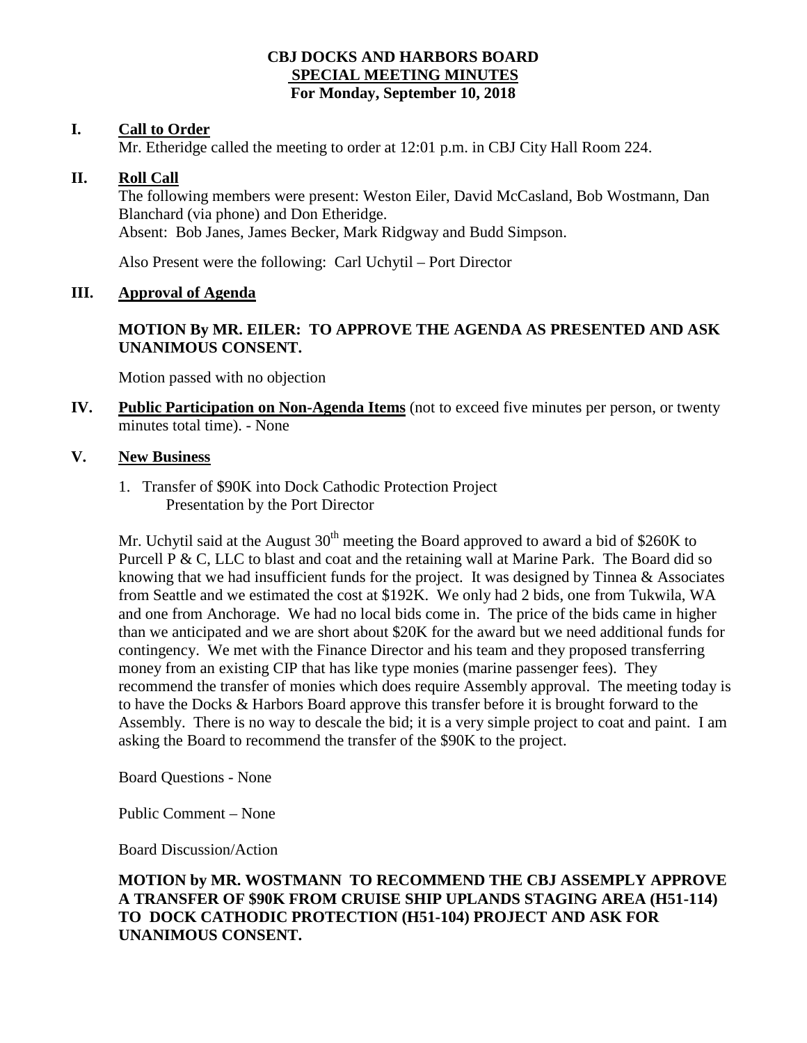# CBJ DOCKS AND HARBORS BOARD
## SPECIAL MEETING MINUTES
## For Monday, September 10, 2018

## I. Call to Order

Mr. Etheridge called the meeting to order at 12:01 p.m. in CBJ City Hall Room 224.

## II. Roll Call

The following members were present: Weston Eiler, David McCasland, Bob Wostmann, Dan Blanchard (via phone) and Don Etheridge.
Absent: Bob Janes, James Becker, Mark Ridgway and Budd Simpson.

Also Present were the following: Carl Uchytil – Port Director

## III. Approval of Agenda

**MOTION By MR. EILER: TO APPROVE THE AGENDA AS PRESENTED AND ASK UNANIMOUS CONSENT.**

Motion passed with no objection

## IV. Public Participation on Non-Agenda Items (not to exceed five minutes per person, or twenty minutes total time). - None

## V. New Business

1. Transfer of $90K into Dock Cathodic Protection Project
   Presentation by the Port Director

Mr. Uchytil said at the August 30th meeting the Board approved to award a bid of $260K to Purcell P & C, LLC to blast and coat and the retaining wall at Marine Park. The Board did so knowing that we had insufficient funds for the project. It was designed by Tinnea & Associates from Seattle and we estimated the cost at $192K. We only had 2 bids, one from Tukwila, WA and one from Anchorage. We had no local bids come in. The price of the bids came in higher than we anticipated and we are short about $20K for the award but we need additional funds for contingency. We met with the Finance Director and his team and they proposed transferring money from an existing CIP that has like type monies (marine passenger fees). They recommend the transfer of monies which does require Assembly approval. The meeting today is to have the Docks & Harbors Board approve this transfer before it is brought forward to the Assembly. There is no way to descale the bid; it is a very simple project to coat and paint. I am asking the Board to recommend the transfer of the $90K to the project.

Board Questions - None

Public Comment – None

Board Discussion/Action

**MOTION by MR. WOSTMANN TO RECOMMEND THE CBJ ASSEMPLY APPROVE A TRANSFER OF $90K FROM CRUISE SHIP UPLANDS STAGING AREA (H51-114) TO DOCK CATHODIC PROTECTION (H51-104) PROJECT AND ASK FOR UNANIMOUS CONSENT.**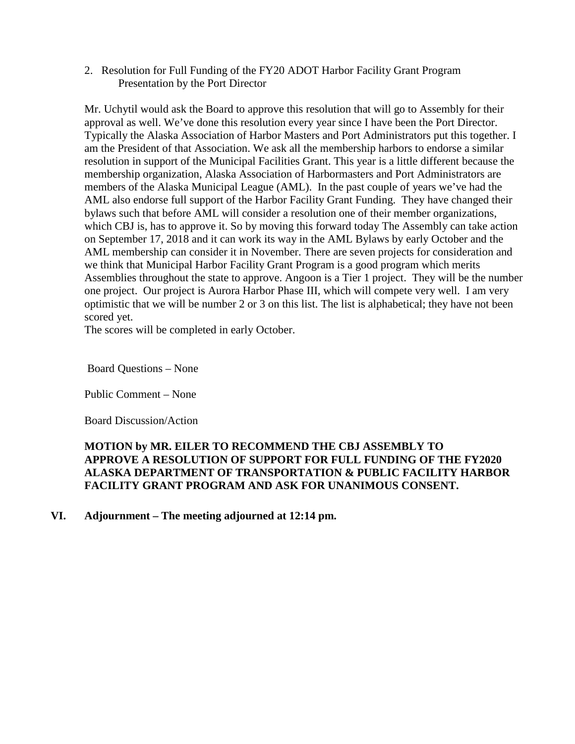2. Resolution for Full Funding of the FY20 ADOT Harbor Facility Grant Program
   Presentation by the Port Director

Mr. Uchytil would ask the Board to approve this resolution that will go to Assembly for their approval as well. We've done this resolution every year since I have been the Port Director. Typically the Alaska Association of Harbor Masters and Port Administrators put this together. I am the President of that Association. We ask all the membership harbors to endorse a similar resolution in support of the Municipal Facilities Grant. This year is a little different because the membership organization, Alaska Association of Harbormasters and Port Administrators are members of the Alaska Municipal League (AML). In the past couple of years we've had the AML also endorse full support of the Harbor Facility Grant Funding. They have changed their bylaws such that before AML will consider a resolution one of their member organizations, which CBJ is, has to approve it. So by moving this forward today The Assembly can take action on September 17, 2018 and it can work its way in the AML Bylaws by early October and the AML membership can consider it in November. There are seven projects for consideration and we think that Municipal Harbor Facility Grant Program is a good program which merits Assemblies throughout the state to approve. Angoon is a Tier 1 project. They will be the number one project. Our project is Aurora Harbor Phase III, which will compete very well. I am very optimistic that we will be number 2 or 3 on this list. The list is alphabetical; they have not been scored yet.
The scores will be completed in early October.

Board Questions – None

Public Comment – None

Board Discussion/Action

**MOTION by MR. EILER TO RECOMMEND THE CBJ ASSEMBLY TO APPROVE A RESOLUTION OF SUPPORT FOR FULL FUNDING OF THE FY2020 ALASKA DEPARTMENT OF TRANSPORTATION & PUBLIC FACILITY HARBOR FACILITY GRANT PROGRAM AND ASK FOR UNANIMOUS CONSENT.**

**VI. Adjournment – The meeting adjourned at 12:14 pm.**